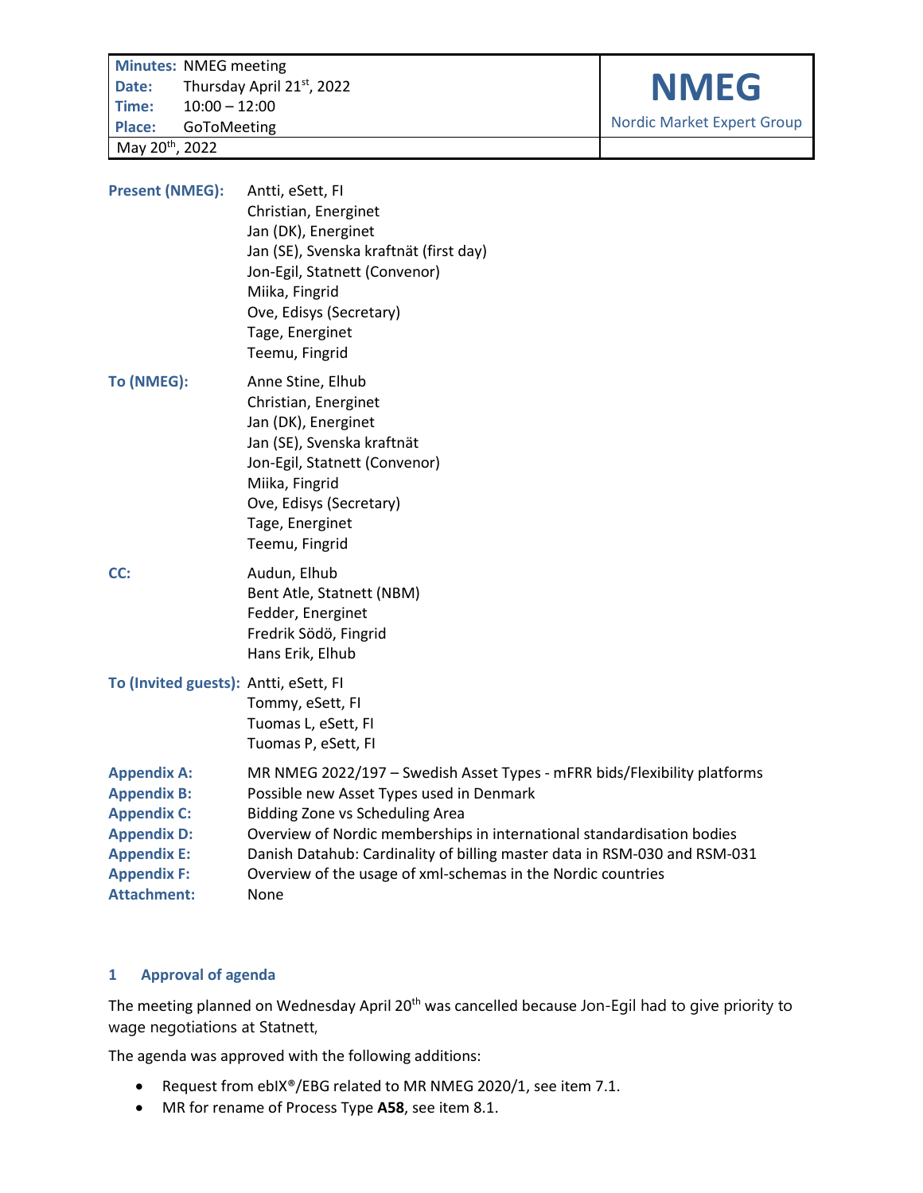| Minutes: NMEG meeting | NMEG |
|---|---|
| Date: Thursday April 21st, 2022 | Nordic Market Expert Group |
| Time: 10:00 – 12:00 | |
| Place: GoToMeeting | |
| May 20th, 2022 | |

**Present (NMEG):**
Antti, eSett, FI
Christian, Energinet
Jan (DK), Energinet
Jan (SE), Svenska kraftnät (first day)
Jon-Egil, Statnett (Convenor)
Miika, Fingrid
Ove, Edisys (Secretary)
Tage, Energinet
Teemu, Fingrid

**To (NMEG):**
Anne Stine, Elhub
Christian, Energinet
Jan (DK), Energinet
Jan (SE), Svenska kraftnät
Jon-Egil, Statnett (Convenor)
Miika, Fingrid
Ove, Edisys (Secretary)
Tage, Energinet
Teemu, Fingrid

**CC:**
Audun, Elhub
Bent Atle, Statnett (NBM)
Fedder, Energinet
Fredrik Södö, Fingrid
Hans Erik, Elhub

**To (Invited guests):**
Antti, eSett, FI
Tommy, eSett, FI
Tuomas L, eSett, FI
Tuomas P, eSett, FI

**Appendix A:** MR NMEG 2022/197 – Swedish Asset Types - mFRR bids/Flexibility platforms
**Appendix B:** Possible new Asset Types used in Denmark
**Appendix C:** Bidding Zone vs Scheduling Area
**Appendix D:** Overview of Nordic memberships in international standardisation bodies
**Appendix E:** Danish Datahub: Cardinality of billing master data in RSM-030 and RSM-031
**Appendix F:** Overview of the usage of xml-schemas in the Nordic countries
**Attachment:** None

## 1 Approval of agenda

The meeting planned on Wednesday April 20th was cancelled because Jon-Egil had to give priority to wage negotiations at Statnett,

The agenda was approved with the following additions:

- Request from ebIX®/EBG related to MR NMEG 2020/1, see item 7.1.
- MR for rename of Process Type **A58**, see item 8.1.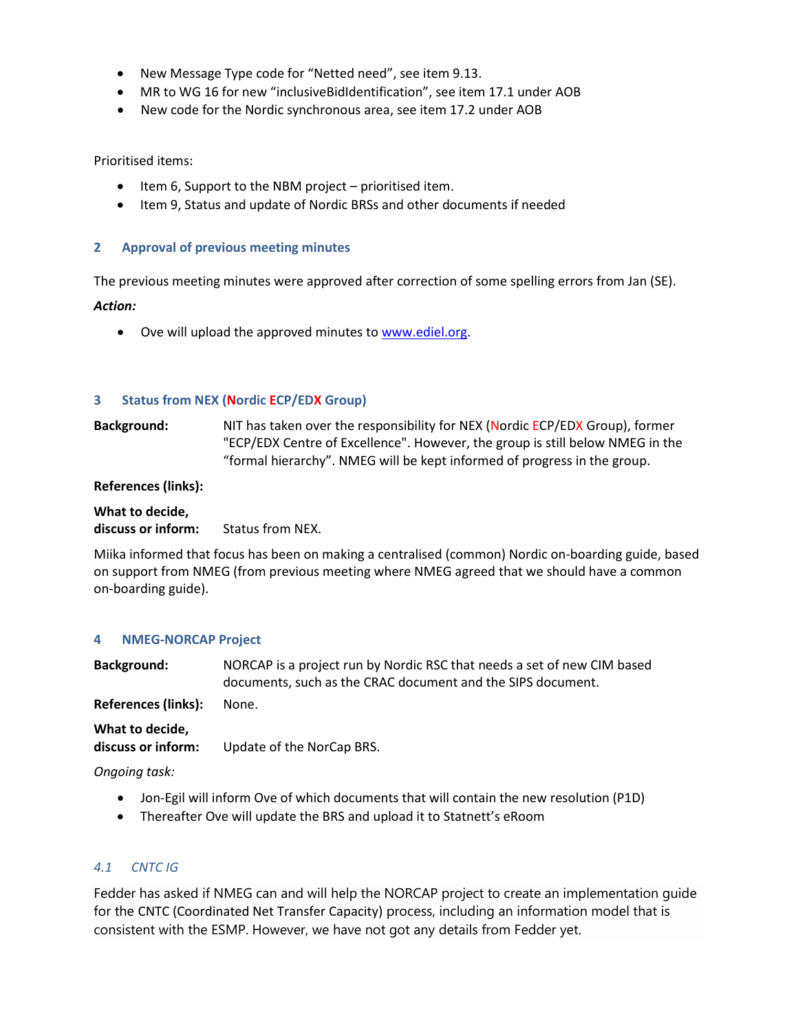- New Message Type code for “Netted need”, see item 9.13.
- MR to WG 16 for new “inclusiveBidIdentification”, see item 17.1 under AOB
- New code for the Nordic synchronous area, see item 17.2 under AOB

Prioritised items:

- Item 6, Support to the NBM project – prioritised item.
- Item 9, Status and update of Nordic BRSs and other documents if needed

## 2 Approval of previous meeting minutes

The previous meeting minutes were approved after correction of some spelling errors from Jan (SE).

***Action:***

- Ove will upload the approved minutes to www.ediel.org.

## 3 Status from NEX (Nordic ECP/EDX Group)

**Background:** NIT has taken over the responsibility for NEX (Nordic ECP/EDX Group), former "ECP/EDX Centre of Excellence". However, the group is still below NMEG in the “formal hierarchy”. NMEG will be kept informed of progress in the group.

**References (links):**

**What to decide, discuss or inform:** Status from NEX.

Miika informed that focus has been on making a centralised (common) Nordic on-boarding guide, based on support from NMEG (from previous meeting where NMEG agreed that we should have a common on-boarding guide).

## 4 NMEG-NORCAP Project

**Background:** NORCAP is a project run by Nordic RSC that needs a set of new CIM based documents, such as the CRAC document and the SIPS document.

**References (links):** None.

**What to decide, discuss or inform:** Update of the NorCap BRS.

*Ongoing task:*

- Jon-Egil will inform Ove of which documents that will contain the new resolution (P1D)
- Thereafter Ove will update the BRS and upload it to Statnett’s eRoom

### *4.1 CNTC IG*

Fedder has asked if NMEG can and will help the NORCAP project to create an implementation guide for the CNTC (Coordinated Net Transfer Capacity) process, including an information model that is consistent with the ESMP. However, we have not got any details from Fedder yet.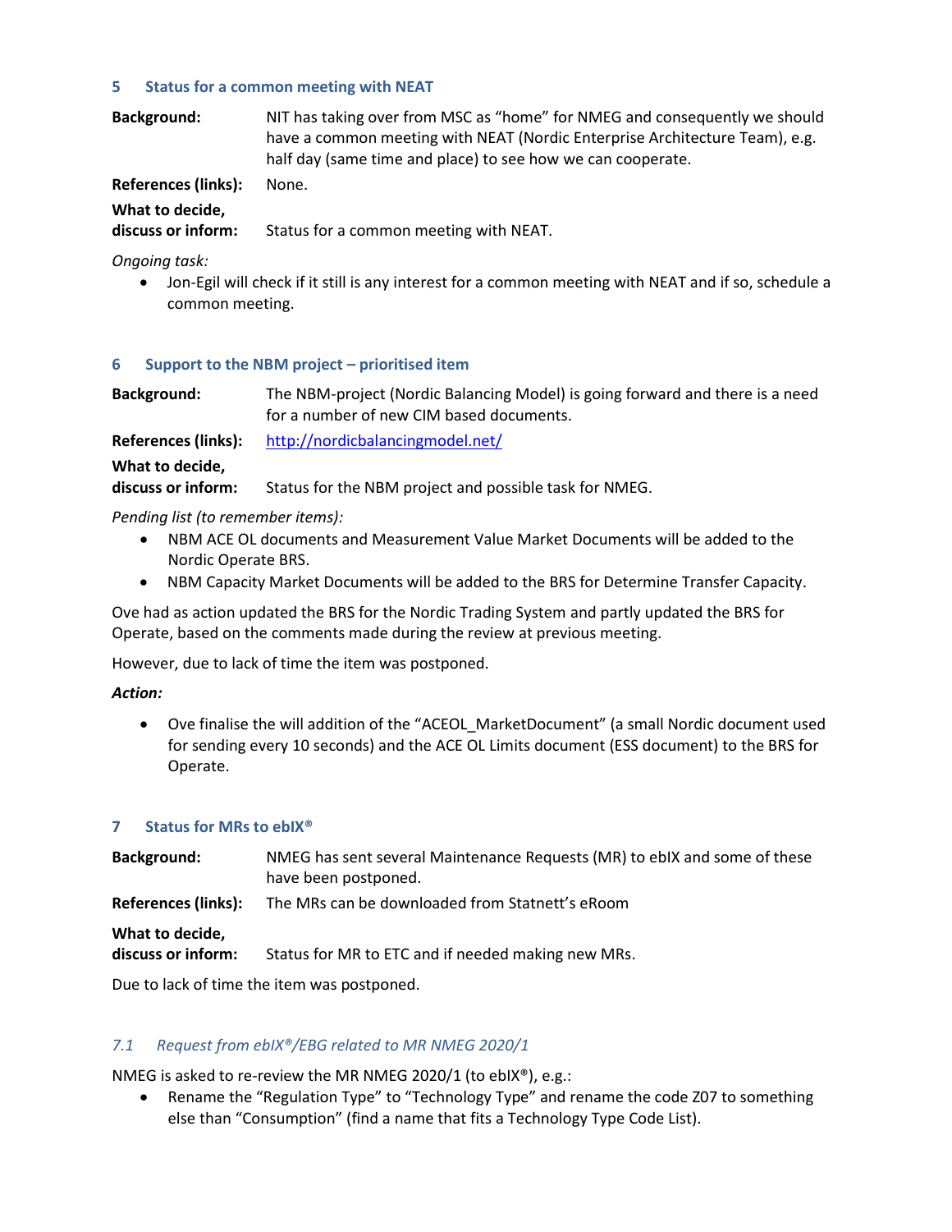## 5 Status for a common meeting with NEAT

| | |
|---|---|
| **Background:** | NIT has taking over from MSC as "home" for NMEG and consequently we should have a common meeting with NEAT (Nordic Enterprise Architecture Team), e.g. half day (same time and place) to see how we can cooperate. |
| **References (links):** | None. |
| **What to decide, discuss or inform:** | Status for a common meeting with NEAT. |

*Ongoing task:*

- Jon-Egil will check if it still is any interest for a common meeting with NEAT and if so, schedule a common meeting.

## 6 Support to the NBM project – prioritised item

| | |
|---|---|
| **Background:** | The NBM-project (Nordic Balancing Model) is going forward and there is a need for a number of new CIM based documents. |
| **References (links):** | http://nordicbalancingmodel.net/ |
| **What to decide, discuss or inform:** | Status for the NBM project and possible task for NMEG. |

*Pending list (to remember items):*

- NBM ACE OL documents and Measurement Value Market Documents will be added to the Nordic Operate BRS.
- NBM Capacity Market Documents will be added to the BRS for Determine Transfer Capacity.

Ove had as action updated the BRS for the Nordic Trading System and partly updated the BRS for Operate, based on the comments made during the review at previous meeting.

However, due to lack of time the item was postponed.

***Action:***

- Ove finalise the will addition of the "ACEOL_MarketDocument" (a small Nordic document used for sending every 10 seconds) and the ACE OL Limits document (ESS document) to the BRS for Operate.

## 7 Status for MRs to ebIX®

| | |
|---|---|
| **Background:** | NMEG has sent several Maintenance Requests (MR) to ebIX and some of these have been postponed. |
| **References (links):** | The MRs can be downloaded from Statnett's eRoom |
| **What to decide, discuss or inform:** | Status for MR to ETC and if needed making new MRs. |

Due to lack of time the item was postponed.

### *7.1 Request from ebIX®/EBG related to MR NMEG 2020/1*

NMEG is asked to re-review the MR NMEG 2020/1 (to ebIX®), e.g.:

- Rename the "Regulation Type" to "Technology Type" and rename the code Z07 to something else than "Consumption" (find a name that fits a Technology Type Code List).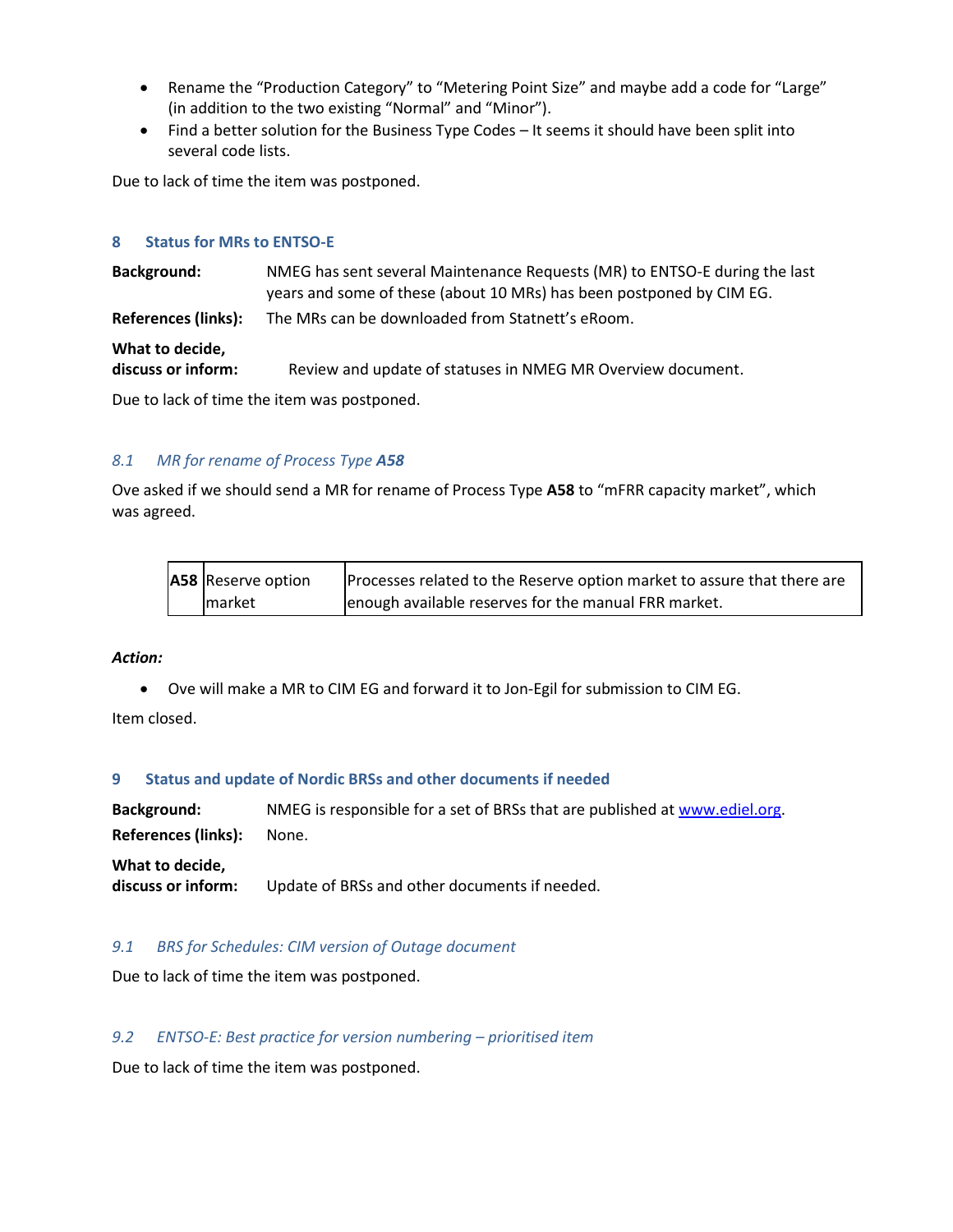- Rename the "Production Category" to "Metering Point Size" and maybe add a code for "Large" (in addition to the two existing "Normal" and "Minor").
- Find a better solution for the Business Type Codes – It seems it should have been split into several code lists.

Due to lack of time the item was postponed.

## 8 Status for MRs to ENTSO-E

**Background:** NMEG has sent several Maintenance Requests (MR) to ENTSO-E during the last years and some of these (about 10 MRs) has been postponed by CIM EG.

**References (links):** The MRs can be downloaded from Statnett's eRoom.

**What to decide, discuss or inform:** Review and update of statuses in NMEG MR Overview document.

Due to lack of time the item was postponed.

### *8.1 MR for rename of Process Type **A58***

Ove asked if we should send a MR for rename of Process Type **A58** to "mFRR capacity market", which was agreed.

| **A58** | Reserve option market | Processes related to the Reserve option market to assure that there are enough available reserves for the manual FRR market. |
|---|---|---|

***Action:***

- Ove will make a MR to CIM EG and forward it to Jon-Egil for submission to CIM EG.

Item closed.

## 9 Status and update of Nordic BRSs and other documents if needed

**Background:** NMEG is responsible for a set of BRSs that are published at [www.ediel.org](www.ediel.org).

**References (links):** None.

**What to decide, discuss or inform:** Update of BRSs and other documents if needed.

### *9.1 BRS for Schedules: CIM version of Outage document*

Due to lack of time the item was postponed.

### *9.2 ENTSO-E: Best practice for version numbering – prioritised item*

Due to lack of time the item was postponed.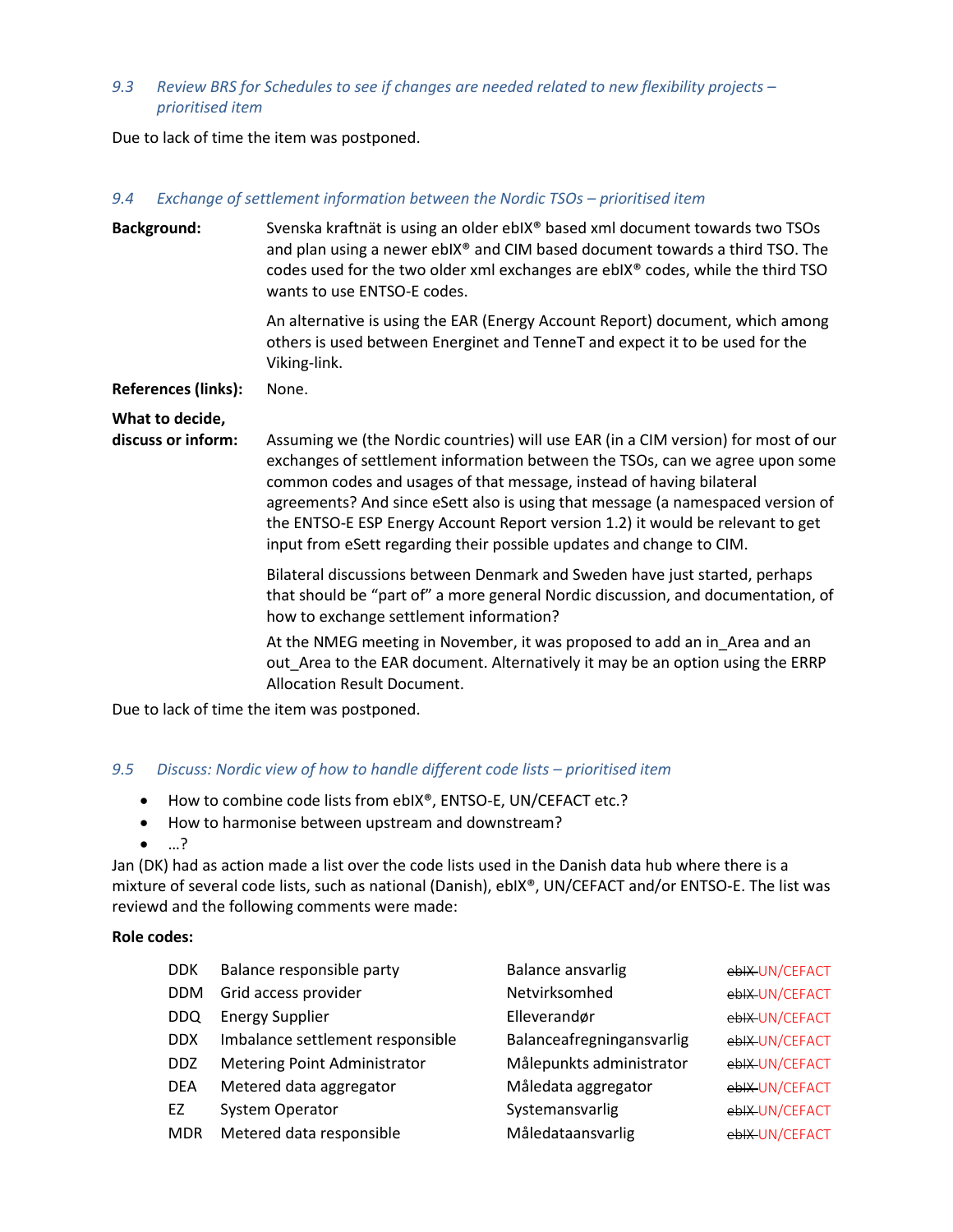### 9.3 Review BRS for Schedules to see if changes are needed related to new flexibility projects – prioritised item

Due to lack of time the item was postponed.

### 9.4 Exchange of settlement information between the Nordic TSOs – prioritised item

**Background:** Svenska kraftnät is using an older ebIX® based xml document towards two TSOs and plan using a newer ebIX® and CIM based document towards a third TSO. The codes used for the two older xml exchanges are ebIX® codes, while the third TSO wants to use ENTSO-E codes.

An alternative is using the EAR (Energy Account Report) document, which among others is used between Energinet and TenneT and expect it to be used for the Viking-link.

**References (links):** None.

**What to decide, discuss or inform:** Assuming we (the Nordic countries) will use EAR (in a CIM version) for most of our exchanges of settlement information between the TSOs, can we agree upon some common codes and usages of that message, instead of having bilateral agreements? And since eSett also is using that message (a namespaced version of the ENTSO-E ESP Energy Account Report version 1.2) it would be relevant to get input from eSett regarding their possible updates and change to CIM.

Bilateral discussions between Denmark and Sweden have just started, perhaps that should be "part of" a more general Nordic discussion, and documentation, of how to exchange settlement information?

At the NMEG meeting in November, it was proposed to add an in_Area and an out_Area to the EAR document. Alternatively it may be an option using the ERRP Allocation Result Document.

Due to lack of time the item was postponed.

### 9.5 Discuss: Nordic view of how to handle different code lists – prioritised item

- How to combine code lists from ebIX®, ENTSO-E, UN/CEFACT etc.?
- How to harmonise between upstream and downstream?
- …?

Jan (DK) had as action made a list over the code lists used in the Danish data hub where there is a mixture of several code lists, such as national (Danish), ebIX®, UN/CEFACT and/or ENTSO-E. The list was reviewd and the following comments were made:

**Role codes:**

| | | | |
|---|---|---|---|
| DDK | Balance responsible party | Balance ansvarlig | ~~ebIX~~ UN/CEFACT |
| DDM | Grid access provider | Netvirksomhed | ~~ebIX~~ UN/CEFACT |
| DDQ | Energy Supplier | Elleverandør | ~~ebIX~~ UN/CEFACT |
| DDX | Imbalance settlement responsible | Balanceafregningansvarlig | ~~ebIX~~ UN/CEFACT |
| DDZ | Metering Point Administrator | Målepunkts administrator | ~~ebIX~~ UN/CEFACT |
| DEA | Metered data aggregator | Måledata aggregator | ~~ebIX~~ UN/CEFACT |
| EZ | System Operator | Systemansvarlig | ~~ebIX~~ UN/CEFACT |
| MDR | Metered data responsible | Måledataansvarlig | ~~ebIX~~ UN/CEFACT |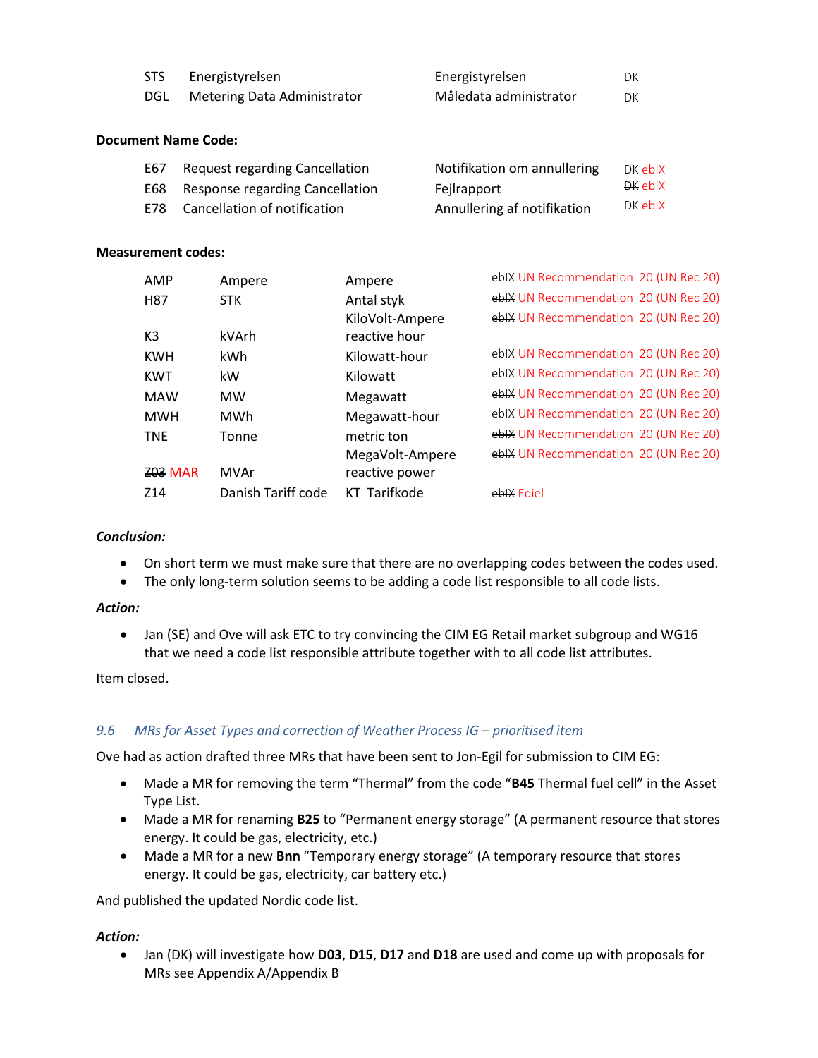| | | | |
|---|---|---|---|
| STS | Energistyrelsen | Energistyrelsen | DK |
| DGL | Metering Data Administrator | Måledata administrator | DK |

**Document Name Code:**

| | | | |
|---|---|---|---|
| E67 | Request regarding Cancellation | Notifikation om annullering | ~~DK~~ ebIX |
| E68 | Response regarding Cancellation | Fejlrapport | ~~DK~~ ebIX |
| E78 | Cancellation of notification | Annullering af notifikation | ~~DK~~ ebIX |

**Measurement codes:**

| | | | |
|---|---|---|---|
| AMP | Ampere | Ampere | ~~ebIX~~ UN Recommendation 20 (UN Rec 20) |
| H87 | STK | Antal styk | ~~ebIX~~ UN Recommendation 20 (UN Rec 20) |
| K3 | kVArh | KiloVolt-Ampere reactive hour | ~~ebIX~~ UN Recommendation 20 (UN Rec 20) |
| KWH | kWh | Kilowatt-hour | ~~ebIX~~ UN Recommendation 20 (UN Rec 20) |
| KWT | kW | Kilowatt | ~~ebIX~~ UN Recommendation 20 (UN Rec 20) |
| MAW | MW | Megawatt | ~~ebIX~~ UN Recommendation 20 (UN Rec 20) |
| MWH | MWh | Megawatt-hour | ~~ebIX~~ UN Recommendation 20 (UN Rec 20) |
| TNE | Tonne | metric ton | ~~ebIX~~ UN Recommendation 20 (UN Rec 20) |
| ~~Z03~~ MAR | MVAr | MegaVolt-Ampere reactive power | ~~ebIX~~ UN Recommendation 20 (UN Rec 20) |
| Z14 | Danish Tariff code | KT Tarifkode | ~~ebIX~~ Ediel |

***Conclusion:***

- On short term we must make sure that there are no overlapping codes between the codes used.
- The only long-term solution seems to be adding a code list responsible to all code lists.

***Action:***

- Jan (SE) and Ove will ask ETC to try convincing the CIM EG Retail market subgroup and WG16 that we need a code list responsible attribute together with to all code list attributes.

Item closed.

### *9.6 MRs for Asset Types and correction of Weather Process IG – prioritised item*

Ove had as action drafted three MRs that have been sent to Jon-Egil for submission to CIM EG:

- Made a MR for removing the term "Thermal" from the code "**B45** Thermal fuel cell" in the Asset Type List.
- Made a MR for renaming **B25** to "Permanent energy storage" (A permanent resource that stores energy. It could be gas, electricity, etc.)
- Made a MR for a new **Bnn** "Temporary energy storage" (A temporary resource that stores energy. It could be gas, electricity, car battery etc.)

And published the updated Nordic code list.

***Action:***

- Jan (DK) will investigate how **D03**, **D15**, **D17** and **D18** are used and come up with proposals for MRs see Appendix A/Appendix B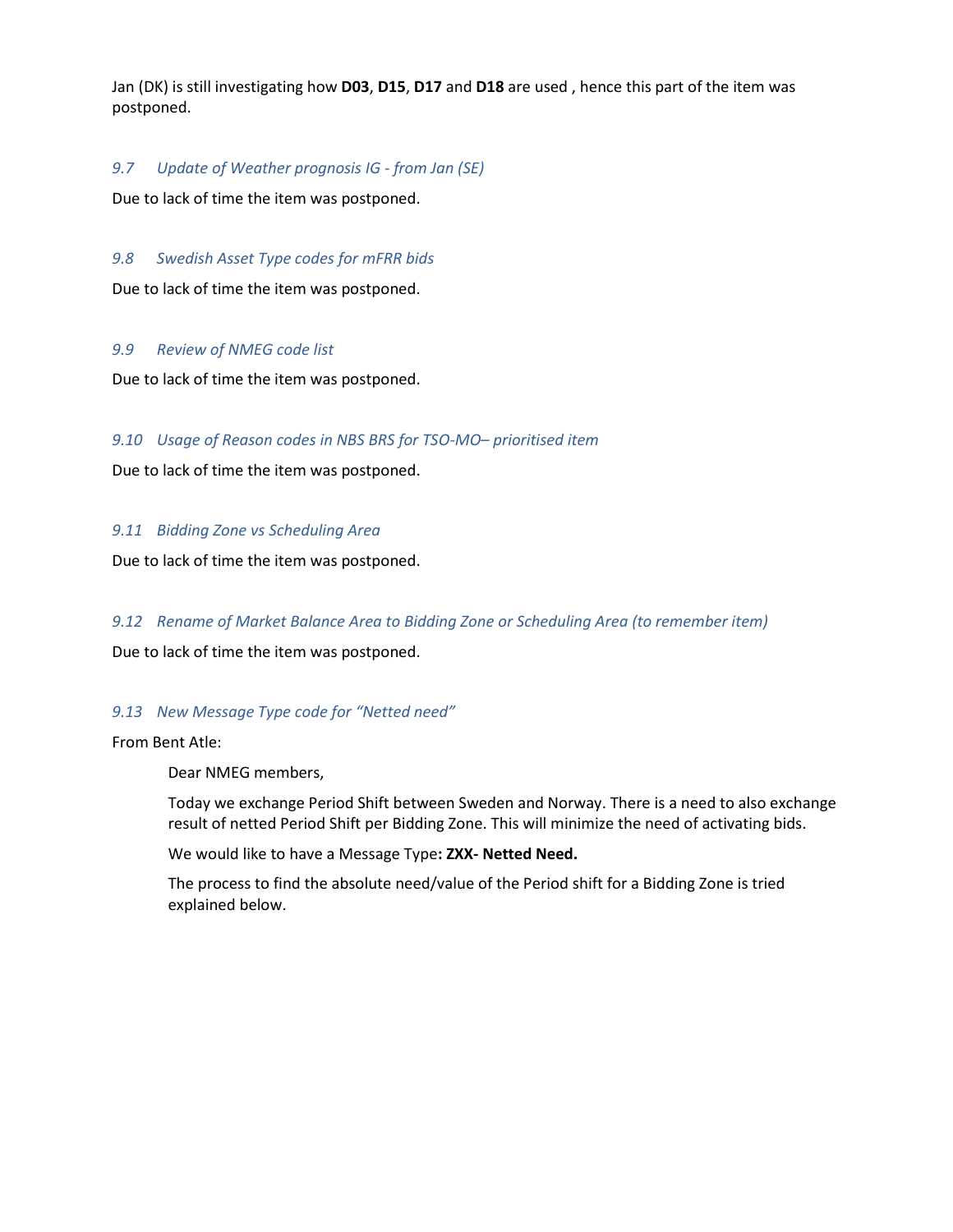Jan (DK) is still investigating how **D03**, **D15**, **D17** and **D18** are used , hence this part of the item was postponed.

### *9.7 Update of Weather prognosis IG - from Jan (SE)*

Due to lack of time the item was postponed.

### *9.8 Swedish Asset Type codes for mFRR bids*

Due to lack of time the item was postponed.

### *9.9 Review of NMEG code list*

Due to lack of time the item was postponed.

### *9.10 Usage of Reason codes in NBS BRS for TSO-MO– prioritised item*

Due to lack of time the item was postponed.

### *9.11 Bidding Zone vs Scheduling Area*

Due to lack of time the item was postponed.

### *9.12 Rename of Market Balance Area to Bidding Zone or Scheduling Area (to remember item)*

Due to lack of time the item was postponed.

### *9.13 New Message Type code for "Netted need"*

From Bent Atle:

> Dear NMEG members,
>
> Today we exchange Period Shift between Sweden and Norway. There is a need to also exchange result of netted Period Shift per Bidding Zone. This will minimize the need of activating bids.
>
> We would like to have a Message Type**: ZXX- Netted Need.**
>
> The process to find the absolute need/value of the Period shift for a Bidding Zone is tried explained below.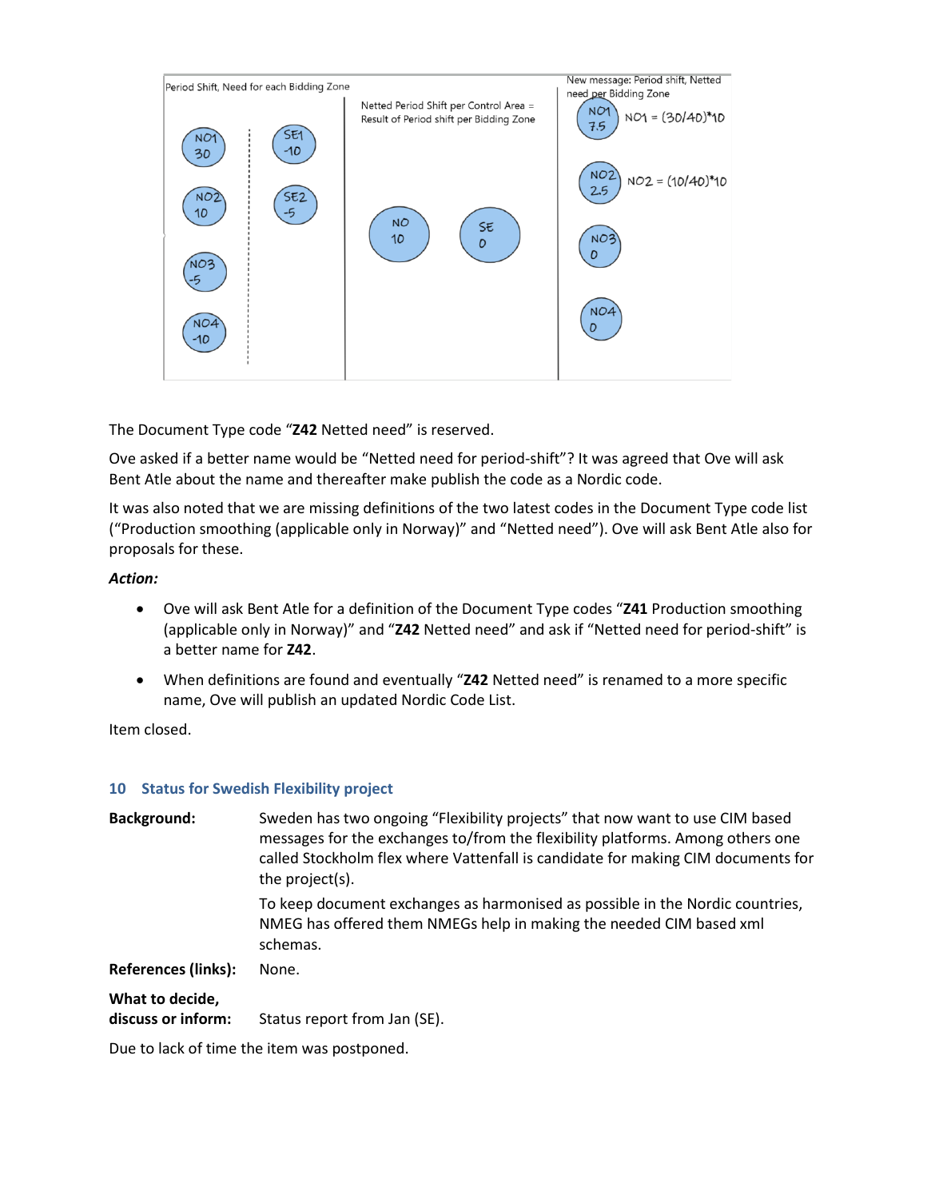The Document Type code “**Z42** Netted need” is reserved.

Ove asked if a better name would be “Netted need for period-shift”? It was agreed that Ove will ask Bent Atle about the name and thereafter make publish the code as a Nordic code.

It was also noted that we are missing definitions of the two latest codes in the Document Type code list (“Production smoothing (applicable only in Norway)” and “Netted need”). Ove will ask Bent Atle also for proposals for these.

***Action:***

- Ove will ask Bent Atle for a definition of the Document Type codes “**Z41** Production smoothing (applicable only in Norway)” and “**Z42** Netted need” and ask if “Netted need for period-shift” is a better name for **Z42**.
- When definitions are found and eventually “**Z42** Netted need” is renamed to a more specific name, Ove will publish an updated Nordic Code List.

Item closed.

## 10 Status for Swedish Flexibility project

**Background:** Sweden has two ongoing “Flexibility projects” that now want to use CIM based messages for the exchanges to/from the flexibility platforms. Among others one called Stockholm flex where Vattenfall is candidate for making CIM documents for the project(s).

To keep document exchanges as harmonised as possible in the Nordic countries, NMEG has offered them NMEGs help in making the needed CIM based xml schemas.

**References (links):** None.

**What to decide, discuss or inform:** Status report from Jan (SE).

Due to lack of time the item was postponed.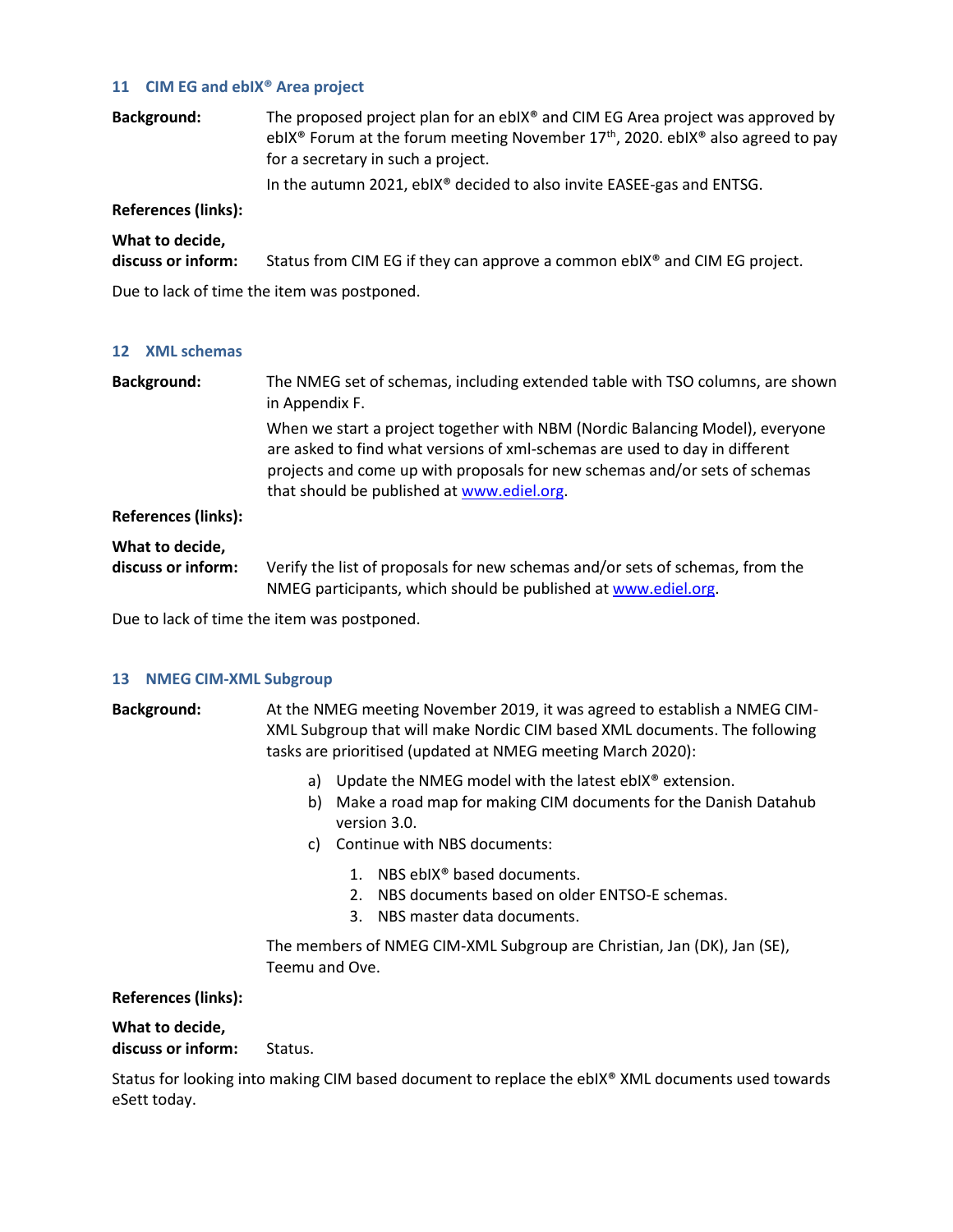## 11 CIM EG and ebIX® Area project

**Background:** The proposed project plan for an ebIX® and CIM EG Area project was approved by ebIX® Forum at the forum meeting November 17th, 2020. ebIX® also agreed to pay for a secretary in such a project.

In the autumn 2021, ebIX® decided to also invite EASEE-gas and ENTSG.

**References (links):**

**What to decide, discuss or inform:** Status from CIM EG if they can approve a common ebIX® and CIM EG project.

Due to lack of time the item was postponed.

## 12 XML schemas

**Background:** The NMEG set of schemas, including extended table with TSO columns, are shown in Appendix F.

When we start a project together with NBM (Nordic Balancing Model), everyone are asked to find what versions of xml-schemas are used to day in different projects and come up with proposals for new schemas and/or sets of schemas that should be published at [www.ediel.org](http://www.ediel.org).

**References (links):**

**What to decide, discuss or inform:** Verify the list of proposals for new schemas and/or sets of schemas, from the NMEG participants, which should be published at [www.ediel.org](http://www.ediel.org).

Due to lack of time the item was postponed.

## 13 NMEG CIM-XML Subgroup

**Background:** At the NMEG meeting November 2019, it was agreed to establish a NMEG CIM-XML Subgroup that will make Nordic CIM based XML documents. The following tasks are prioritised (updated at NMEG meeting March 2020):

a) Update the NMEG model with the latest ebIX® extension.
b) Make a road map for making CIM documents for the Danish Datahub version 3.0.
c) Continue with NBS documents:
   1. NBS ebIX® based documents.
   2. NBS documents based on older ENTSO-E schemas.
   3. NBS master data documents.

The members of NMEG CIM-XML Subgroup are Christian, Jan (DK), Jan (SE), Teemu and Ove.

**References (links):**

**What to decide, discuss or inform:** Status.

Status for looking into making CIM based document to replace the ebIX® XML documents used towards eSett today.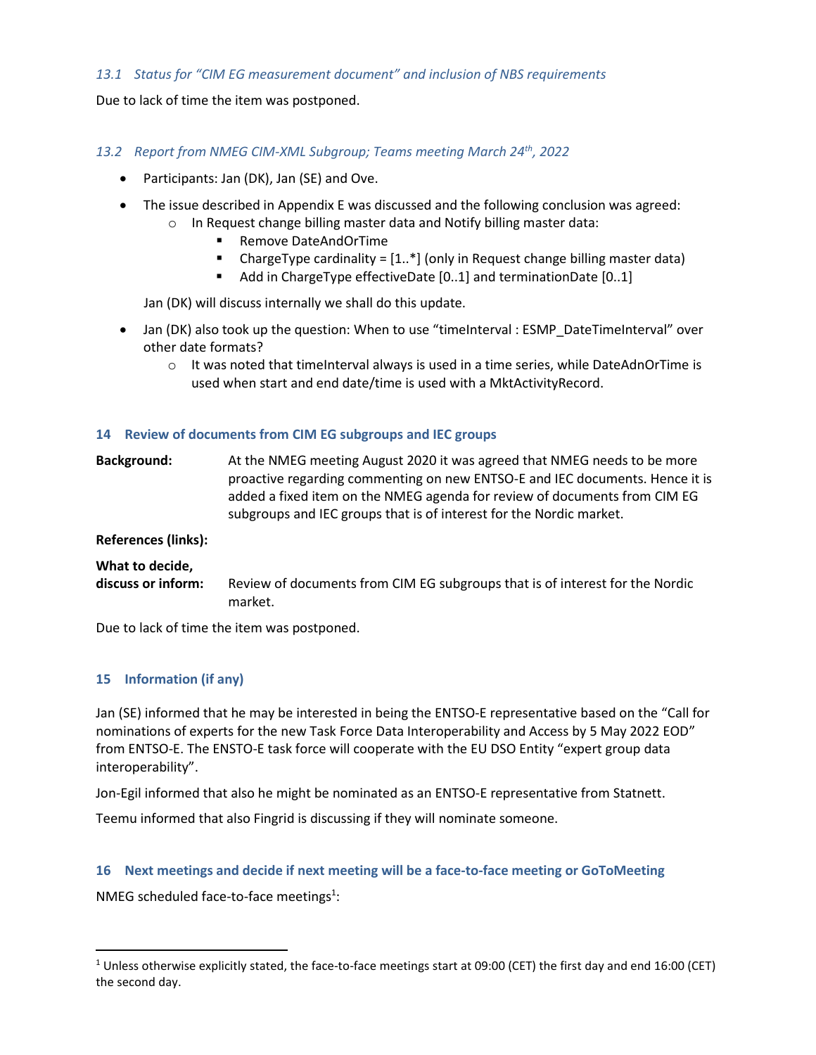### 13.1 Status for "CIM EG measurement document" and inclusion of NBS requirements

Due to lack of time the item was postponed.

### 13.2 Report from NMEG CIM-XML Subgroup; Teams meeting March 24th, 2022

- Participants: Jan (DK), Jan (SE) and Ove.
- The issue described in Appendix E was discussed and the following conclusion was agreed:
    - In Request change billing master data and Notify billing master data:
        - Remove DateAndOrTime
        - ChargeType cardinality = [1..*] (only in Request change billing master data)
        - Add in ChargeType effectiveDate [0..1] and terminationDate [0..1]

  Jan (DK) will discuss internally we shall do this update.

- Jan (DK) also took up the question: When to use "timeInterval : ESMP_DateTimeInterval" over other date formats?
    - It was noted that timeInterval always is used in a time series, while DateAdnOrTime is used when start and end date/time is used with a MktActivityRecord.

## 14 Review of documents from CIM EG subgroups and IEC groups

**Background:** At the NMEG meeting August 2020 it was agreed that NMEG needs to be more proactive regarding commenting on new ENTSO-E and IEC documents. Hence it is added a fixed item on the NMEG agenda for review of documents from CIM EG subgroups and IEC groups that is of interest for the Nordic market.

**References (links):**

**What to decide, discuss or inform:** Review of documents from CIM EG subgroups that is of interest for the Nordic market.

Due to lack of time the item was postponed.

## 15 Information (if any)

Jan (SE) informed that he may be interested in being the ENTSO-E representative based on the "Call for nominations of experts for the new Task Force Data Interoperability and Access by 5 May 2022 EOD" from ENTSO-E. The ENSTO-E task force will cooperate with the EU DSO Entity "expert group data interoperability".

Jon-Egil informed that also he might be nominated as an ENTSO-E representative from Statnett.

Teemu informed that also Fingrid is discussing if they will nominate someone.

## 16 Next meetings and decide if next meeting will be a face-to-face meeting or GoToMeeting

NMEG scheduled face-to-face meetings[1]:

[1] Unless otherwise explicitly stated, the face-to-face meetings start at 09:00 (CET) the first day and end 16:00 (CET) the second day.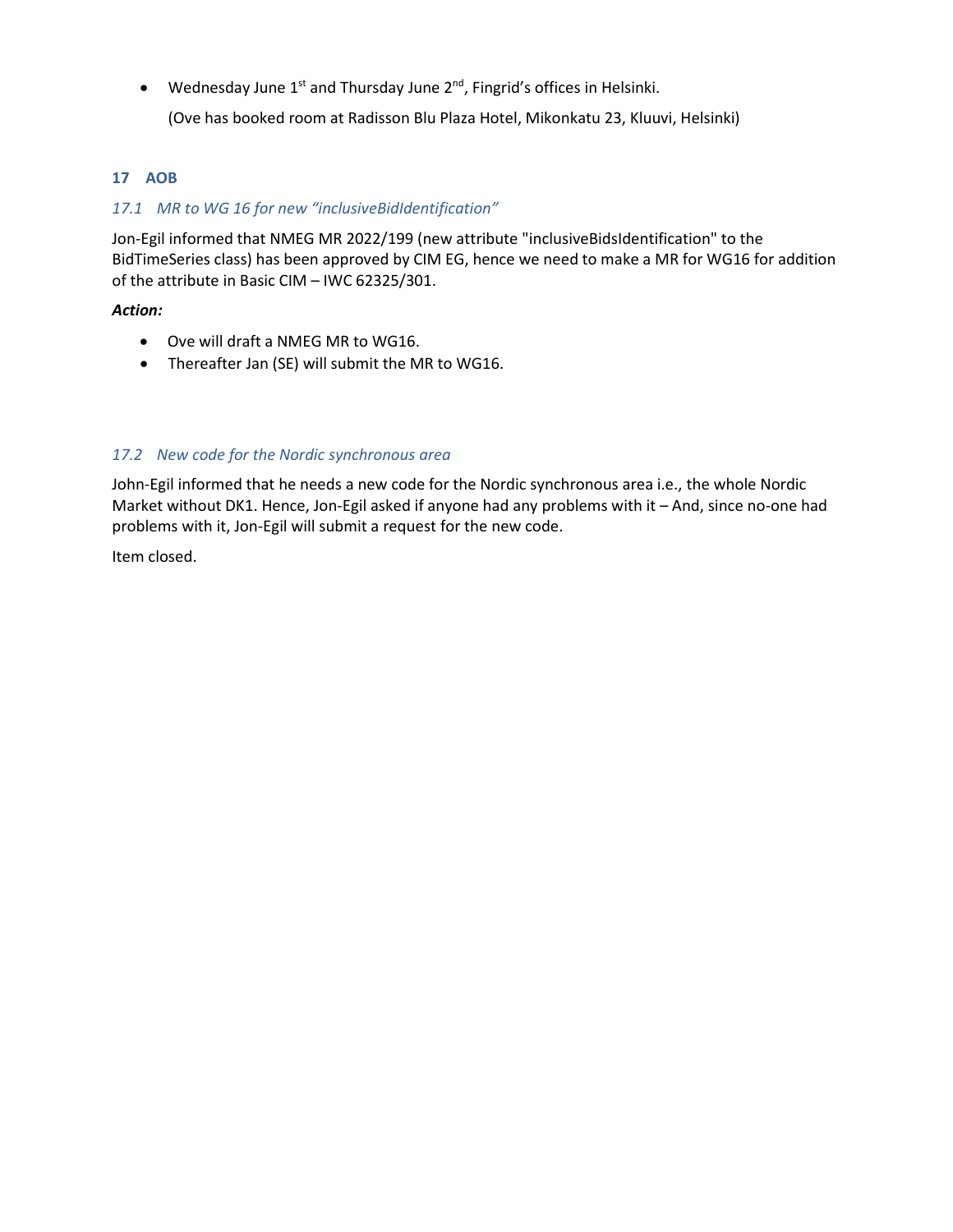- Wednesday June 1st and Thursday June 2nd, Fingrid's offices in Helsinki.

  (Ove has booked room at Radisson Blu Plaza Hotel, Mikonkatu 23, Kluuvi, Helsinki)

## 17 AOB

### *17.1 MR to WG 16 for new "inclusiveBidIdentification"*

Jon-Egil informed that NMEG MR 2022/199 (new attribute "inclusiveBidsIdentification" to the BidTimeSeries class) has been approved by CIM EG, hence we need to make a MR for WG16 for addition of the attribute in Basic CIM – IWC 62325/301.

***Action:***

- Ove will draft a NMEG MR to WG16.
- Thereafter Jan (SE) will submit the MR to WG16.

### *17.2 New code for the Nordic synchronous area*

John-Egil informed that he needs a new code for the Nordic synchronous area i.e., the whole Nordic Market without DK1. Hence, Jon-Egil asked if anyone had any problems with it – And, since no-one had problems with it, Jon-Egil will submit a request for the new code.

Item closed.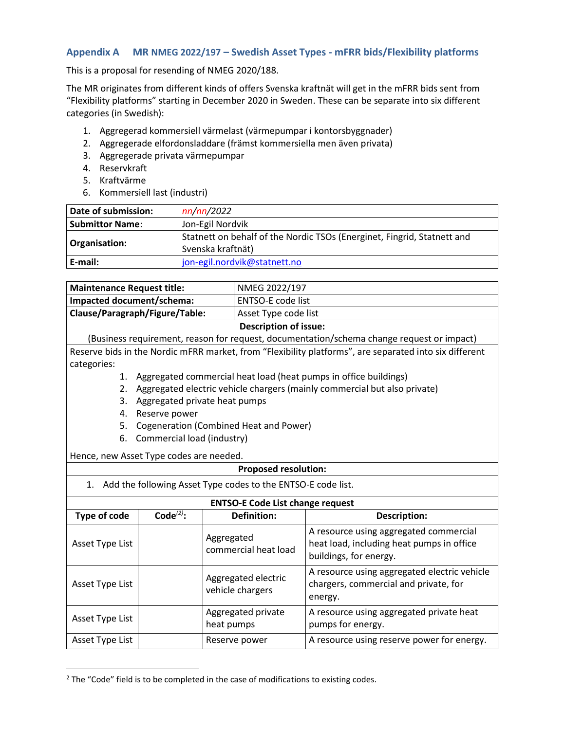## Appendix A MR NMEG 2022/197 – Swedish Asset Types - mFRR bids/Flexibility platforms

This is a proposal for resending of NMEG 2020/188.

The MR originates from different kinds of offers Svenska kraftnät will get in the mFRR bids sent from "Flexibility platforms" starting in December 2020 in Sweden. These can be separate into six different categories (in Swedish):

1. Aggregerad kommersiell värmelast (värmepumpar i kontorsbyggnader)
2. Aggregerade elfordonsladdare (främst kommersiella men även privata)
3. Aggregerade privata värmepumpar
4. Reservkraft
5. Kraftvärme
6. Kommersiell last (industri)

| | |
|---|---|
| **Date of submission:** | *nn/nn/2022* |
| **Submittor Name**: | Jon-Egil Nordvik |
| **Organisation:** | Statnett on behalf of the Nordic TSOs (Energinet, Fingrid, Statnett and Svenska kraftnät) |
| **E-mail:** | jon-egil.nordvik@statnett.no |

| | |
|---|---|
| **Maintenance Request title:** | NMEG 2022/197 |
| **Impacted document/schema:** | ENTSO-E code list |
| **Clause/Paragraph/Figure/Table:** | Asset Type code list |

**Description of issue:**

(Business requirement, reason for request, documentation/schema change request or impact)

Reserve bids in the Nordic mFRR market, from "Flexibility platforms", are separated into six different categories:

1. Aggregated commercial heat load (heat pumps in office buildings)
2. Aggregated electric vehicle chargers (mainly commercial but also private)
3. Aggregated private heat pumps
4. Reserve power
5. Cogeneration (Combined Heat and Power)
6. Commercial load (industry)

Hence, new Asset Type codes are needed.

**Proposed resolution:**

1. Add the following Asset Type codes to the ENTSO-E code list.

**ENTSO-E Code List change request**

| Type of code | Code[2]: | Definition: | Description: |
|---|---|---|---|
| Asset Type List | | Aggregated commercial heat load | A resource using aggregated commercial heat load, including heat pumps in office buildings, for energy. |
| Asset Type List | | Aggregated electric vehicle chargers | A resource using aggregated electric vehicle chargers, commercial and private, for energy. |
| Asset Type List | | Aggregated private heat pumps | A resource using aggregated private heat pumps for energy. |
| Asset Type List | | Reserve power | A resource using reserve power for energy. |

[2] The "Code" field is to be completed in the case of modifications to existing codes.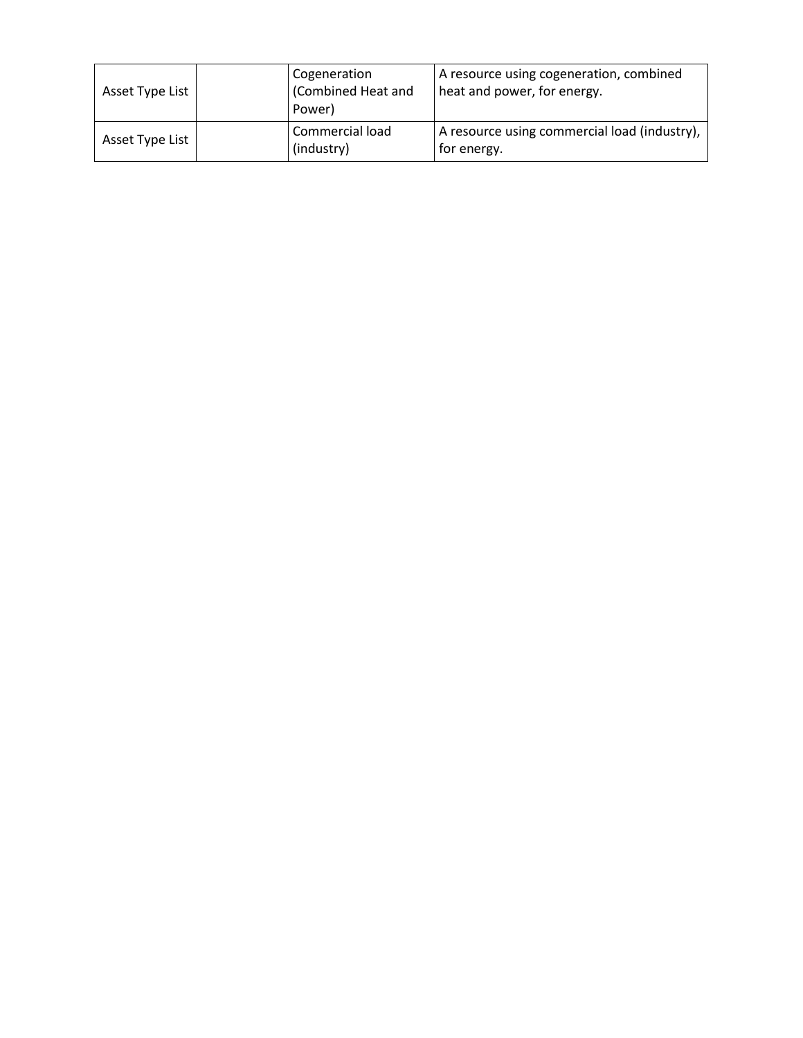| | | | |
|---|---|---|---|
| Asset Type List | | Cogeneration (Combined Heat and Power) | A resource using cogeneration, combined heat and power, for energy. |
| Asset Type List | | Commercial load (industry) | A resource using commercial load (industry), for energy. |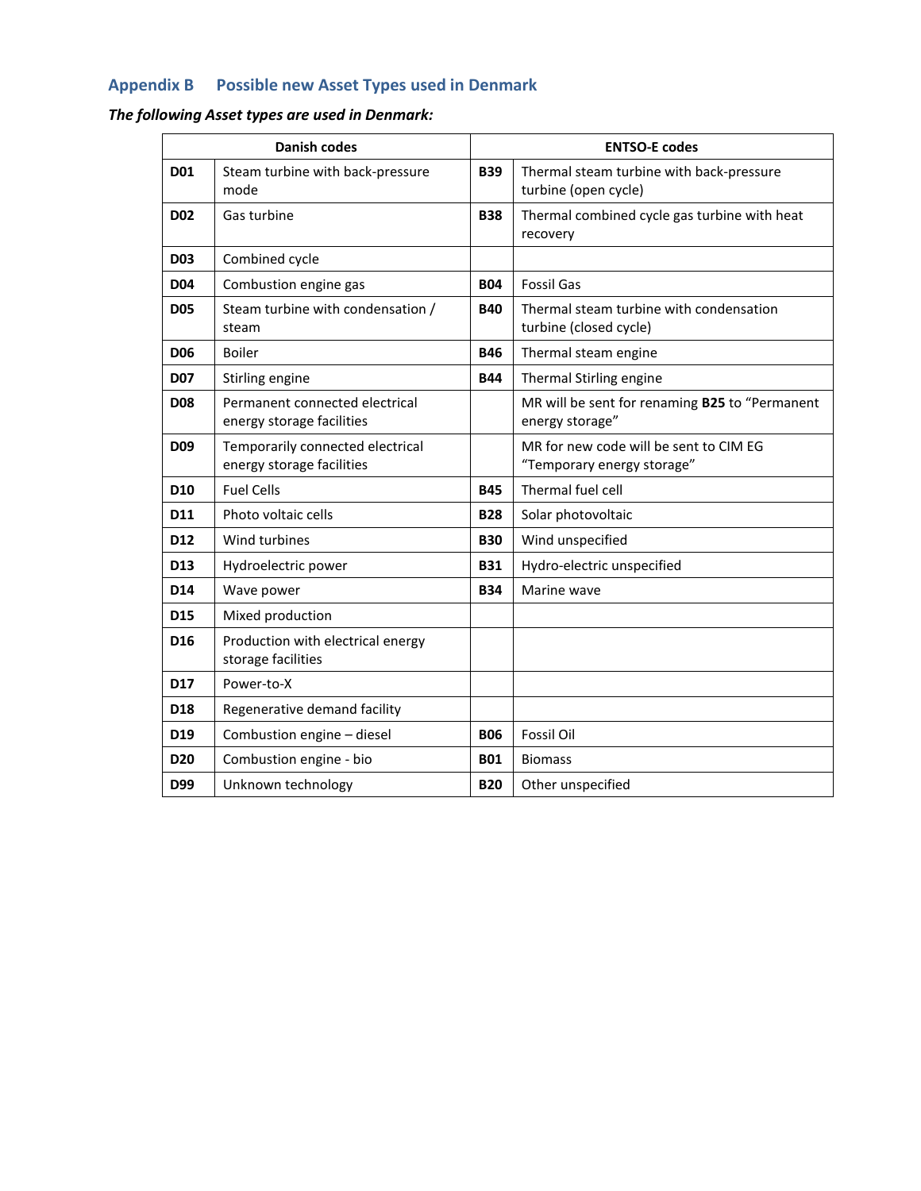## Appendix B Possible new Asset Types used in Denmark

***The following Asset types are used in Denmark:***

| Danish codes | | ENTSO-E codes | |
|---|---|---|---|
| **D01** | Steam turbine with back-pressure mode | **B39** | Thermal steam turbine with back-pressure turbine (open cycle) |
| **D02** | Gas turbine | **B38** | Thermal combined cycle gas turbine with heat recovery |
| **D03** | Combined cycle | | |
| **D04** | Combustion engine gas | **B04** | Fossil Gas |
| **D05** | Steam turbine with condensation / steam | **B40** | Thermal steam turbine with condensation turbine (closed cycle) |
| **D06** | Boiler | **B46** | Thermal steam engine |
| **D07** | Stirling engine | **B44** | Thermal Stirling engine |
| **D08** | Permanent connected electrical energy storage facilities | | MR will be sent for renaming **B25** to "Permanent energy storage" |
| **D09** | Temporarily connected electrical energy storage facilities | | MR for new code will be sent to CIM EG "Temporary energy storage" |
| **D10** | Fuel Cells | **B45** | Thermal fuel cell |
| **D11** | Photo voltaic cells | **B28** | Solar photovoltaic |
| **D12** | Wind turbines | **B30** | Wind unspecified |
| **D13** | Hydroelectric power | **B31** | Hydro-electric unspecified |
| **D14** | Wave power | **B34** | Marine wave |
| **D15** | Mixed production | | |
| **D16** | Production with electrical energy storage facilities | | |
| **D17** | Power-to-X | | |
| **D18** | Regenerative demand facility | | |
| **D19** | Combustion engine – diesel | **B06** | Fossil Oil |
| **D20** | Combustion engine - bio | **B01** | Biomass |
| **D99** | Unknown technology | **B20** | Other unspecified |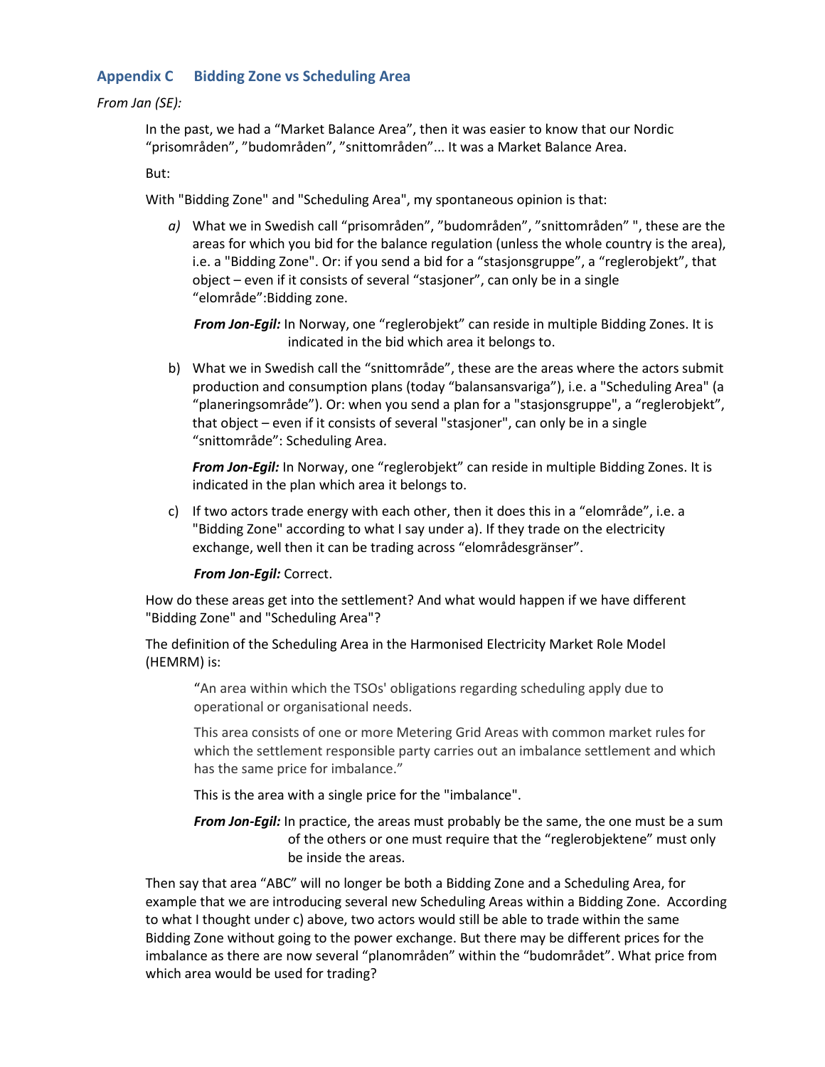## Appendix C Bidding Zone vs Scheduling Area

*From Jan (SE):*

In the past, we had a "Market Balance Area", then it was easier to know that our Nordic "prisområden", "budområden", "snittområden"... It was a Market Balance Area.

But:

With "Bidding Zone" and "Scheduling Area", my spontaneous opinion is that:

*a)* What we in Swedish call "prisområden", "budområden", "snittområden" ", these are the areas for which you bid for the balance regulation (unless the whole country is the area), i.e. a "Bidding Zone". Or: if you send a bid for a "stasjonsgruppe", a "reglerobjekt", that object – even if it consists of several "stasjoner", can only be in a single "elområde":Bidding zone.

***From Jon-Egil:*** In Norway, one "reglerobjekt" can reside in multiple Bidding Zones. It is indicated in the bid which area it belongs to.

b) What we in Swedish call the "snittområde", these are the areas where the actors submit production and consumption plans (today "balansansvariga"), i.e. a "Scheduling Area" (a "planeringsområde"). Or: when you send a plan for a "stasjonsgruppe", a "reglerobjekt", that object – even if it consists of several "stasjoner", can only be in a single "snittområde": Scheduling Area.

***From Jon-Egil:*** In Norway, one "reglerobjekt" can reside in multiple Bidding Zones. It is indicated in the plan which area it belongs to.

c) If two actors trade energy with each other, then it does this in a "elområde", i.e. a "Bidding Zone" according to what I say under a). If they trade on the electricity exchange, well then it can be trading across "elområdesgränser".

***From Jon-Egil:*** Correct.

How do these areas get into the settlement? And what would happen if we have different "Bidding Zone" and "Scheduling Area"?

The definition of the Scheduling Area in the Harmonised Electricity Market Role Model (HEMRM) is:

> "An area within which the TSOs' obligations regarding scheduling apply due to operational or organisational needs.
>
> This area consists of one or more Metering Grid Areas with common market rules for which the settlement responsible party carries out an imbalance settlement and which has the same price for imbalance."

This is the area with a single price for the "imbalance".

***From Jon-Egil:*** In practice, the areas must probably be the same, the one must be a sum of the others or one must require that the "reglerobjektene" must only be inside the areas.

Then say that area "ABC" will no longer be both a Bidding Zone and a Scheduling Area, for example that we are introducing several new Scheduling Areas within a Bidding Zone. According to what I thought under c) above, two actors would still be able to trade within the same Bidding Zone without going to the power exchange. But there may be different prices for the imbalance as there are now several "planområden" within the "budområdet". What price from which area would be used for trading?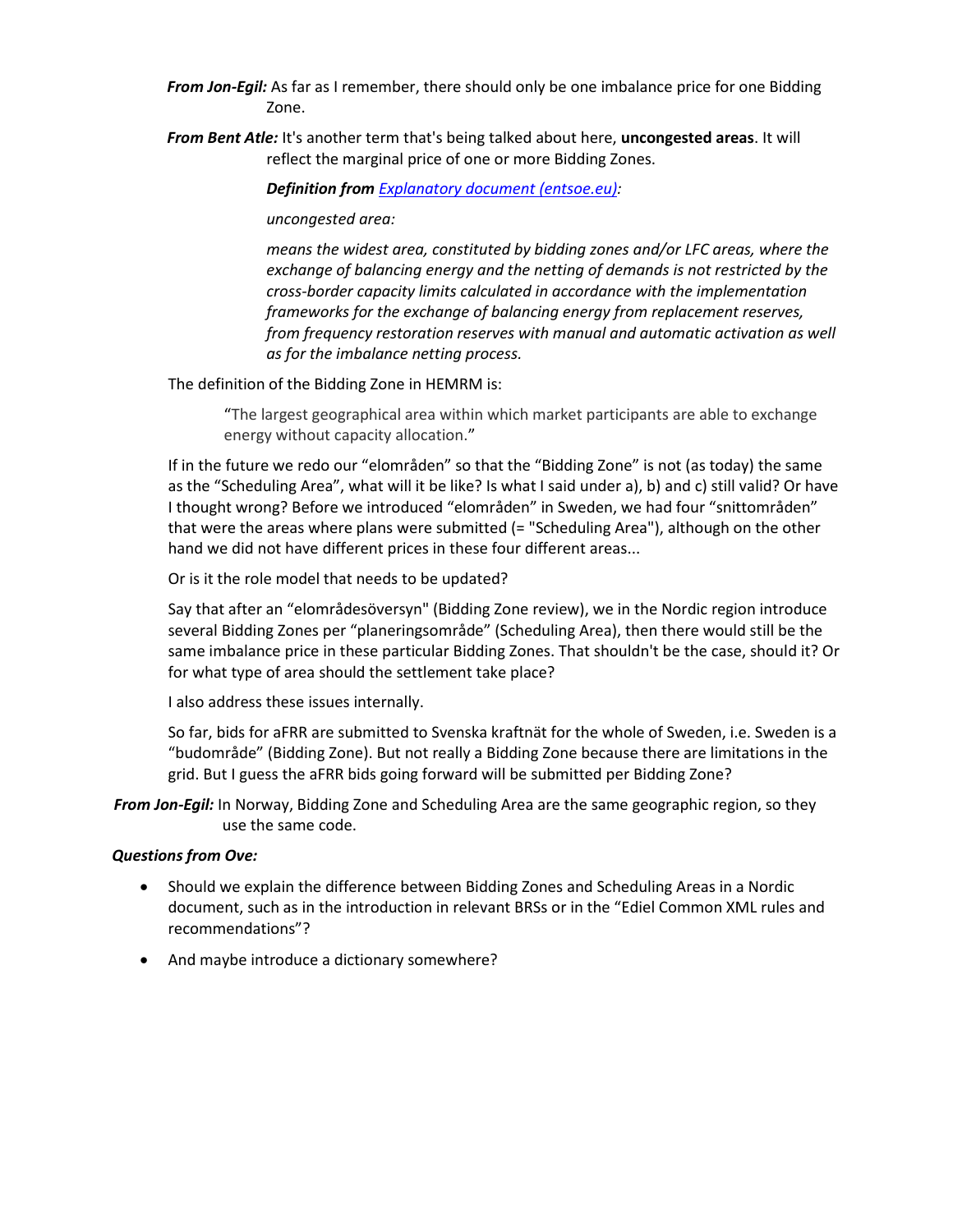***From Jon-Egil:*** As far as I remember, there should only be one imbalance price for one Bidding Zone.

***From Bent Atle:*** It's another term that's being talked about here, **uncongested areas**. It will reflect the marginal price of one or more Bidding Zones.

> ***Definition from [Explanatory document (entsoe.eu)](#):***
>
> *uncongested area:*
>
> *means the widest area, constituted by bidding zones and/or LFC areas, where the exchange of balancing energy and the netting of demands is not restricted by the cross-border capacity limits calculated in accordance with the implementation frameworks for the exchange of balancing energy from replacement reserves, from frequency restoration reserves with manual and automatic activation as well as for the imbalance netting process.*

The definition of the Bidding Zone in HEMRM is:

> "The largest geographical area within which market participants are able to exchange energy without capacity allocation."

If in the future we redo our "elområden" so that the "Bidding Zone" is not (as today) the same as the "Scheduling Area", what will it be like? Is what I said under a), b) and c) still valid? Or have I thought wrong? Before we introduced "elområden" in Sweden, we had four "snittområden" that were the areas where plans were submitted (= "Scheduling Area"), although on the other hand we did not have different prices in these four different areas...

Or is it the role model that needs to be updated?

Say that after an "elområdesöversyn" (Bidding Zone review), we in the Nordic region introduce several Bidding Zones per "planeringsområde" (Scheduling Area), then there would still be the same imbalance price in these particular Bidding Zones. That shouldn't be the case, should it? Or for what type of area should the settlement take place?

I also address these issues internally.

So far, bids for aFRR are submitted to Svenska kraftnät for the whole of Sweden, i.e. Sweden is a "budområde" (Bidding Zone). But not really a Bidding Zone because there are limitations in the grid. But I guess the aFRR bids going forward will be submitted per Bidding Zone?

***From Jon-Egil:*** In Norway, Bidding Zone and Scheduling Area are the same geographic region, so they use the same code.

***Questions from Ove:***

- Should we explain the difference between Bidding Zones and Scheduling Areas in a Nordic document, such as in the introduction in relevant BRSs or in the "Ediel Common XML rules and recommendations"?
- And maybe introduce a dictionary somewhere?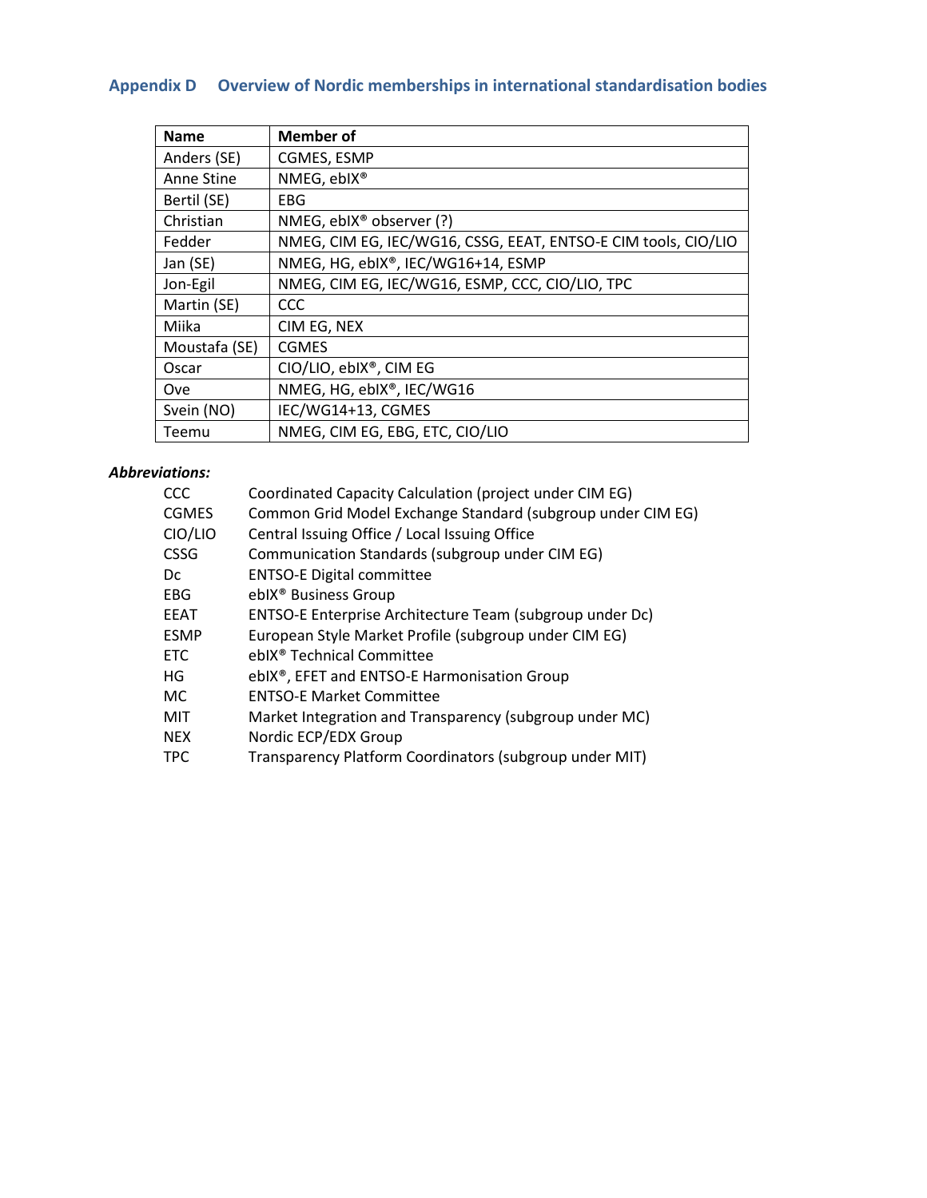## Appendix D Overview of Nordic memberships in international standardisation bodies

| Name | Member of |
|---|---|
| Anders (SE) | CGMES, ESMP |
| Anne Stine | NMEG, ebIX® |
| Bertil (SE) | EBG |
| Christian | NMEG, ebIX® observer (?) |
| Fedder | NMEG, CIM EG, IEC/WG16, CSSG, EEAT, ENTSO-E CIM tools, CIO/LIO |
| Jan (SE) | NMEG, HG, ebIX®, IEC/WG16+14, ESMP |
| Jon-Egil | NMEG, CIM EG, IEC/WG16, ESMP, CCC, CIO/LIO, TPC |
| Martin (SE) | CCC |
| Miika | CIM EG, NEX |
| Moustafa (SE) | CGMES |
| Oscar | CIO/LIO, ebIX®, CIM EG |
| Ove | NMEG, HG, ebIX®, IEC/WG16 |
| Svein (NO) | IEC/WG14+13, CGMES |
| Teemu | NMEG, CIM EG, EBG, ETC, CIO/LIO |

***Abbreviations:***

| | |
|---|---|
| CCC | Coordinated Capacity Calculation (project under CIM EG) |
| CGMES | Common Grid Model Exchange Standard (subgroup under CIM EG) |
| CIO/LIO | Central Issuing Office / Local Issuing Office |
| CSSG | Communication Standards (subgroup under CIM EG) |
| Dc | ENTSO-E Digital committee |
| EBG | ebIX® Business Group |
| EEAT | ENTSO-E Enterprise Architecture Team (subgroup under Dc) |
| ESMP | European Style Market Profile (subgroup under CIM EG) |
| ETC | ebIX® Technical Committee |
| HG | ebIX®, EFET and ENTSO-E Harmonisation Group |
| MC | ENTSO-E Market Committee |
| MIT | Market Integration and Transparency (subgroup under MC) |
| NEX | Nordic ECP/EDX Group |
| TPC | Transparency Platform Coordinators (subgroup under MIT) |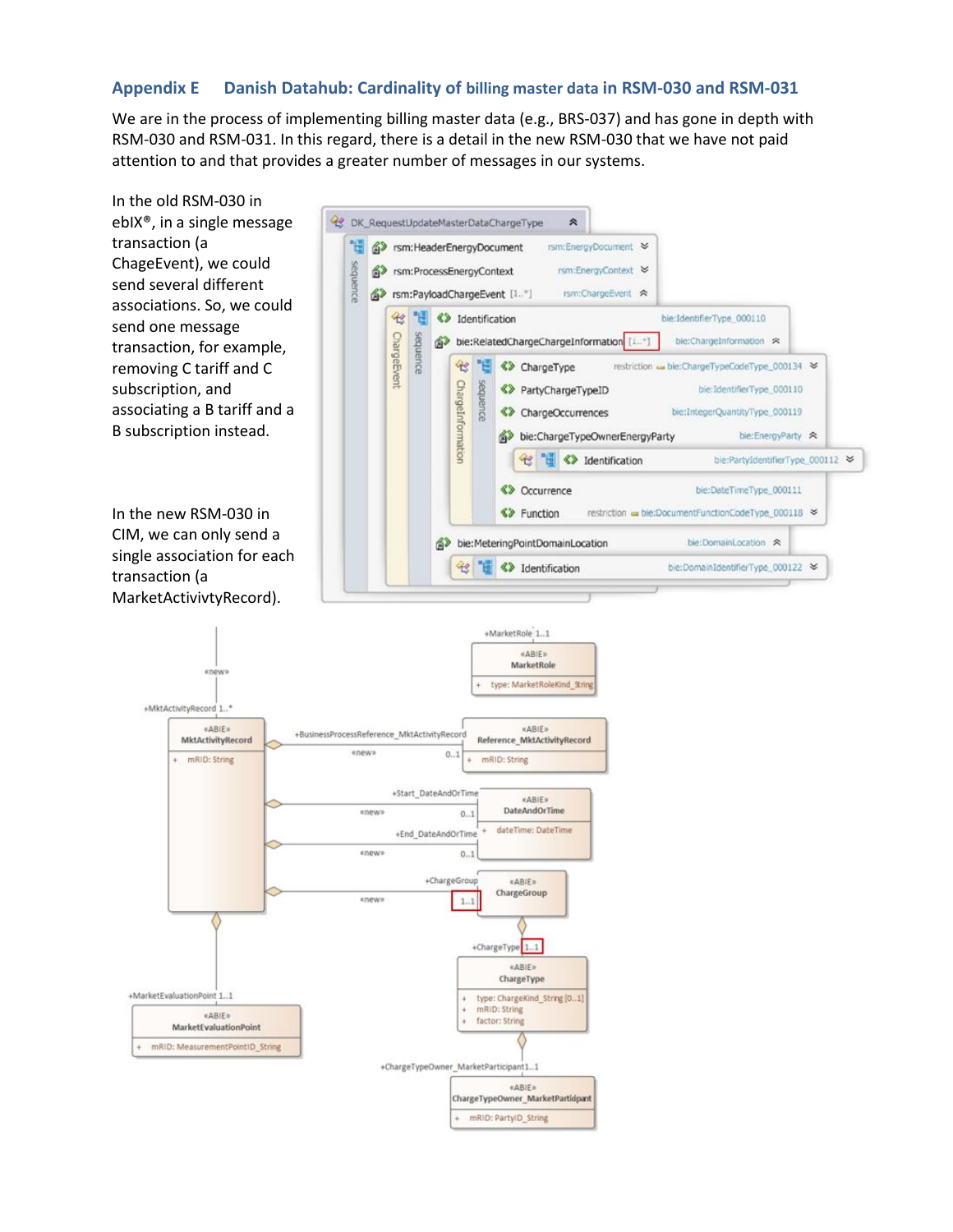## Appendix E Danish Datahub: Cardinality of billing master data in RSM-030 and RSM-031

We are in the process of implementing billing master data (e.g., BRS-037) and has gone in depth with RSM-030 and RSM-031. In this regard, there is a detail in the new RSM-030 that we have not paid attention to and that provides a greater number of messages in our systems.

In the old RSM-030 in ebIX®, in a single message transaction (a ChageEvent), we could send several different associations. So, we could send one message transaction, for example, removing C tariff and C subscription, and associating a B tariff and a B subscription instead.

In the new RSM-030 in CIM, we can only send a single association for each transaction (a MarketActivivtyRecord).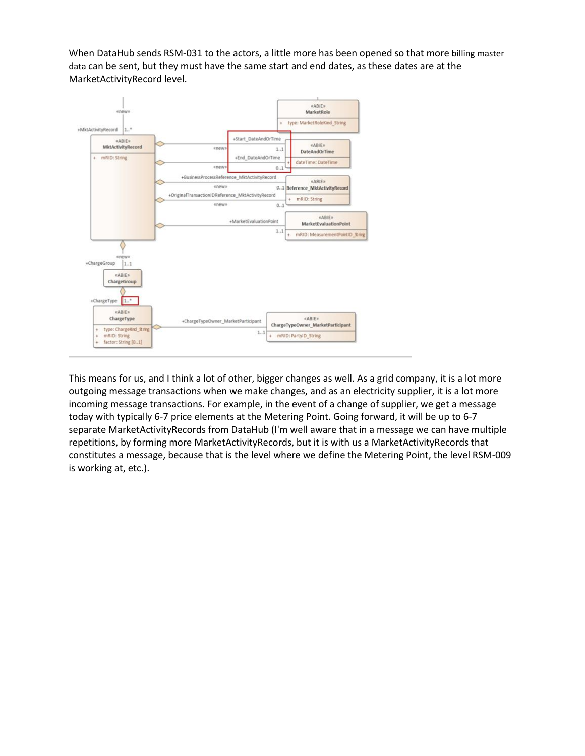When DataHub sends RSM-031 to the actors, a little more has been opened so that more billing master data can be sent, but they must have the same start and end dates, as these dates are at the MarketActivityRecord level.

This means for us, and I think a lot of other, bigger changes as well. As a grid company, it is a lot more outgoing message transactions when we make changes, and as an electricity supplier, it is a lot more incoming message transactions. For example, in the event of a change of supplier, we get a message today with typically 6-7 price elements at the Metering Point. Going forward, it will be up to 6-7 separate MarketActivityRecords from DataHub (I'm well aware that in a message we can have multiple repetitions, by forming more MarketActivityRecords, but it is with us a MarketActivityRecords that constitutes a message, because that is the level where we define the Metering Point, the level RSM-009 is working at, etc.).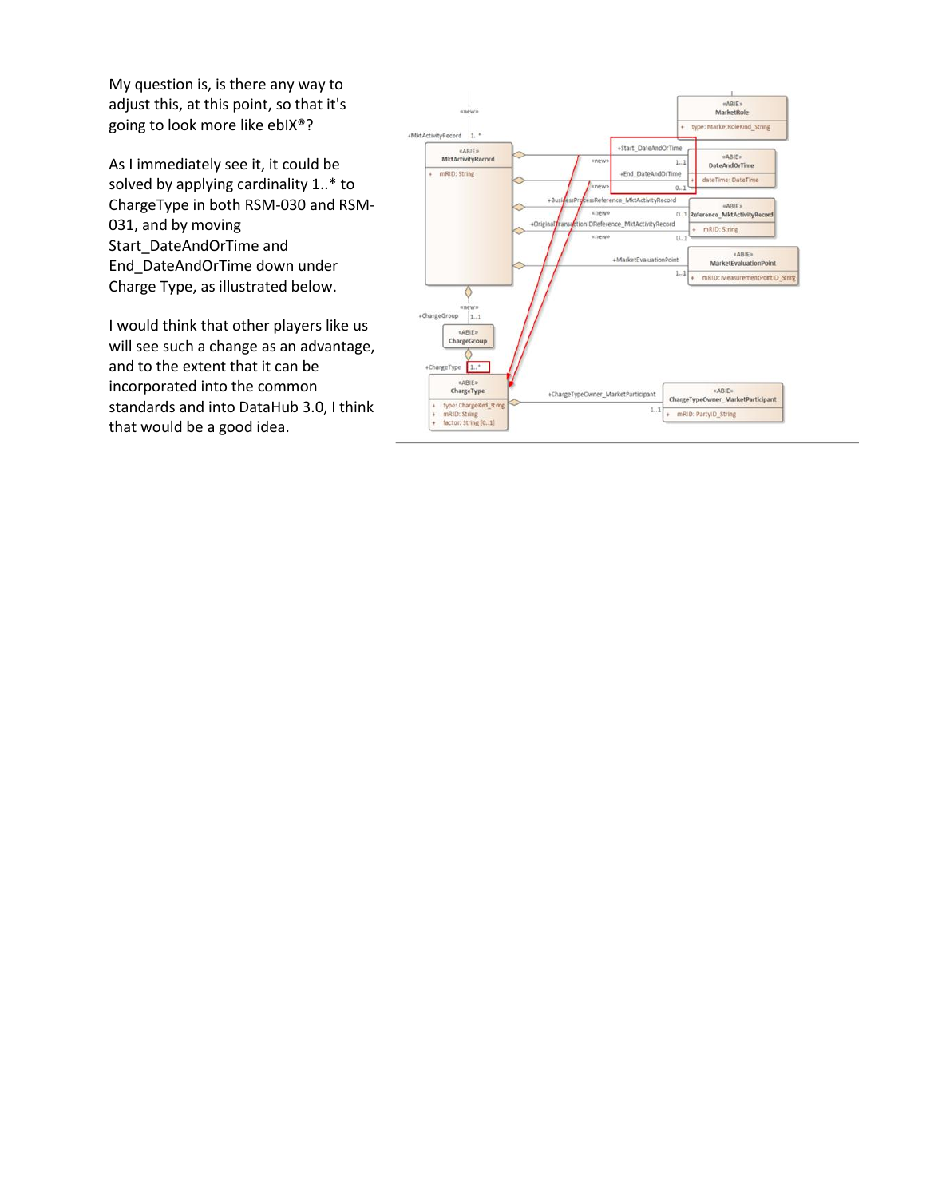My question is, is there any way to adjust this, at this point, so that it's going to look more like ebIX®?

As I immediately see it, it could be solved by applying cardinality 1..* to ChargeType in both RSM-030 and RSM-031, and by moving Start_DateAndOrTime and End_DateAndOrTime down under Charge Type, as illustrated below.

I would think that other players like us will see such a change as an advantage, and to the extent that it can be incorporated into the common standards and into DataHub 3.0, I think that would be a good idea.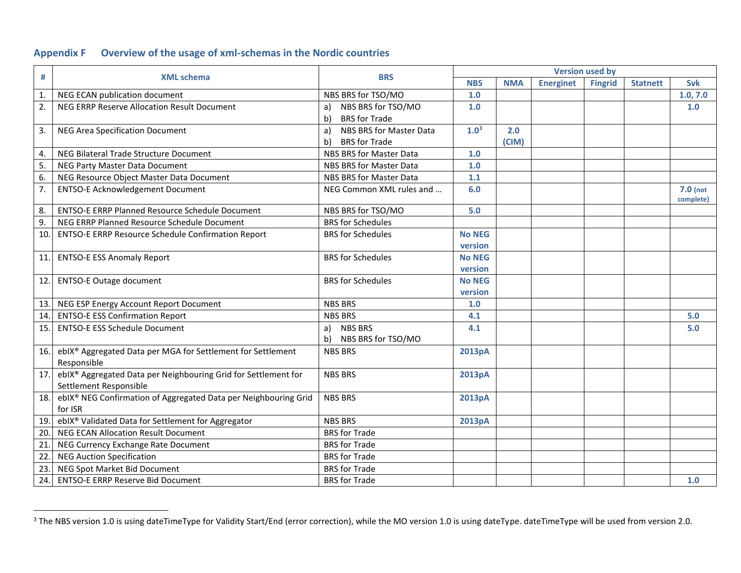## Appendix F Overview of the usage of xml-schemas in the Nordic countries

| # | XML schema | BRS | Version used by | | | | | |
|---|---|---|---|---|---|---|---|---|
| | | | NBS | NMA | Energinet | Fingrid | Statnett | Svk |
| 1. | NEG ECAN publication document | NBS BRS for TSO/MO | 1.0 | | | | | 1.0, 7.0 |
| 2. | NEG ERRP Reserve Allocation Result Document | a) NBS BRS for TSO/MO<br>b) BRS for Trade | 1.0 | | | | | 1.0 |
| 3. | NEG Area Specification Document | a) NBS BRS for Master Data<br>b) BRS for Trade | 1.0[3] | 2.0 (CIM) | | | | |
| 4. | NEG Bilateral Trade Structure Document | NBS BRS for Master Data | 1.0 | | | | | |
| 5. | NEG Party Master Data Document | NBS BRS for Master Data | 1.0 | | | | | |
| 6. | NEG Resource Object Master Data Document | NBS BRS for Master Data | 1.1 | | | | | |
| 7. | ENTSO-E Acknowledgement Document | NEG Common XML rules and … | 6.0 | | | | | 7.0 (not complete) |
| 8. | ENTSO-E ERRP Planned Resource Schedule Document | NBS BRS for TSO/MO | 5.0 | | | | | |
| 9. | NEG ERRP Planned Resource Schedule Document | BRS for Schedules | | | | | | |
| 10. | ENTSO-E ERRP Resource Schedule Confirmation Report | BRS for Schedules | No NEG version | | | | | |
| 11. | ENTSO-E ESS Anomaly Report | BRS for Schedules | No NEG version | | | | | |
| 12. | ENTSO-E Outage document | BRS for Schedules | No NEG version | | | | | |
| 13. | NEG ESP Energy Account Report Document | NBS BRS | 1.0 | | | | | |
| 14. | ENTSO-E ESS Confirmation Report | NBS BRS | 4.1 | | | | | 5.0 |
| 15. | ENTSO-E ESS Schedule Document | a) NBS BRS<br>b) NBS BRS for TSO/MO | 4.1 | | | | | 5.0 |
| 16. | ebIX® Aggregated Data per MGA for Settlement for Settlement Responsible | NBS BRS | 2013pA | | | | | |
| 17. | ebIX® Aggregated Data per Neighbouring Grid for Settlement for Settlement Responsible | NBS BRS | 2013pA | | | | | |
| 18. | ebIX® NEG Confirmation of Aggregated Data per Neighbouring Grid for ISR | NBS BRS | 2013pA | | | | | |
| 19. | ebIX® Validated Data for Settlement for Aggregator | NBS BRS | 2013pA | | | | | |
| 20. | NEG ECAN Allocation Result Document | BRS for Trade | | | | | | |
| 21. | NEG Currency Exchange Rate Document | BRS for Trade | | | | | | |
| 22. | NEG Auction Specification | BRS for Trade | | | | | | |
| 23. | NEG Spot Market Bid Document | BRS for Trade | | | | | | |
| 24. | ENTSO-E ERRP Reserve Bid Document | BRS for Trade | | | | | | 1.0 |

[3] The NBS version 1.0 is using dateTimeType for Validity Start/End (error correction), while the MO version 1.0 is using dateType. dateTimeType will be used from version 2.0.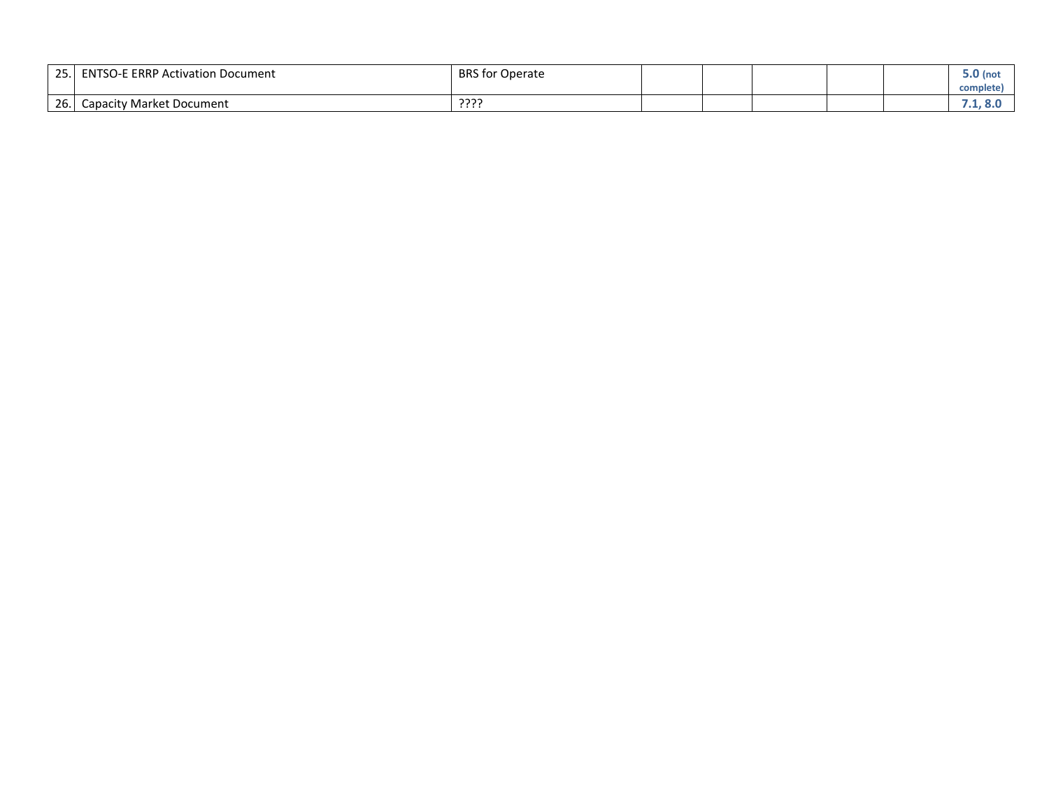| | | | | | | | | |
|---|---|---|---|---|---|---|---|---|
| 25. | ENTSO-E ERRP Activation Document | BRS for Operate | | | | | | **5.0** **(not complete)** |
| 26. | Capacity Market Document | ???? | | | | | | **7.1, 8.0** |